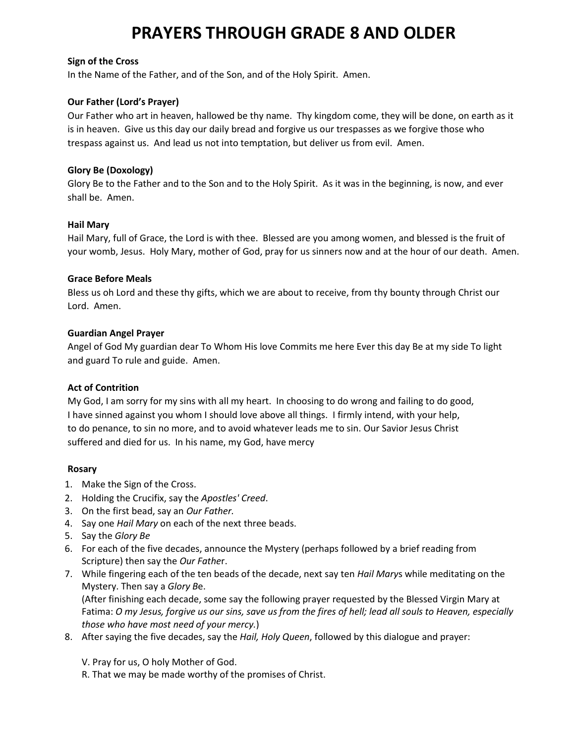# PRAYERS THROUGH GRADE 8 AND OLDER

**Sign of the Cross**
In the Name of the Father, and of the Son, and of the Holy Spirit. Amen.

**Our Father (Lord's Prayer)**
Our Father who art in heaven, hallowed be thy name. Thy kingdom come, they will be done, on earth as it is in heaven. Give us this day our daily bread and forgive us our trespasses as we forgive those who trespass against us. And lead us not into temptation, but deliver us from evil. Amen.

**Glory Be (Doxology)**
Glory Be to the Father and to the Son and to the Holy Spirit. As it was in the beginning, is now, and ever shall be. Amen.

**Hail Mary**
Hail Mary, full of Grace, the Lord is with thee. Blessed are you among women, and blessed is the fruit of your womb, Jesus. Holy Mary, mother of God, pray for us sinners now and at the hour of our death. Amen.

**Grace Before Meals**
Bless us oh Lord and these thy gifts, which we are about to receive, from thy bounty through Christ our Lord. Amen.

**Guardian Angel Prayer**
Angel of God My guardian dear To Whom His love Commits me here Ever this day Be at my side To light and guard To rule and guide. Amen.

**Act of Contrition**
My God, I am sorry for my sins with all my heart. In choosing to do wrong and failing to do good, I have sinned against you whom I should love above all things. I firmly intend, with your help, to do penance, to sin no more, and to avoid whatever leads me to sin. Our Savior Jesus Christ suffered and died for us. In his name, my God, have mercy

**Rosary**

1. Make the Sign of the Cross.
2. Holding the Crucifix, say the *Apostles' Creed*.
3. On the first bead, say an *Our Father*.
4. Say one *Hail Mary* on each of the next three beads.
5. Say the *Glory Be*
6. For each of the five decades, announce the Mystery (perhaps followed by a brief reading from Scripture) then say the *Our Father*.
7. While fingering each of the ten beads of the decade, next say ten *Hail Mary*s while meditating on the Mystery. Then say a *Glory Be*.
   (After finishing each decade, some say the following prayer requested by the Blessed Virgin Mary at Fatima: *O my Jesus, forgive us our sins, save us from the fires of hell; lead all souls to Heaven, especially those who have most need of your mercy.*)
8. After saying the five decades, say the *Hail, Holy Queen*, followed by this dialogue and prayer:

   V. Pray for us, O holy Mother of God.
   R. That we may be made worthy of the promises of Christ.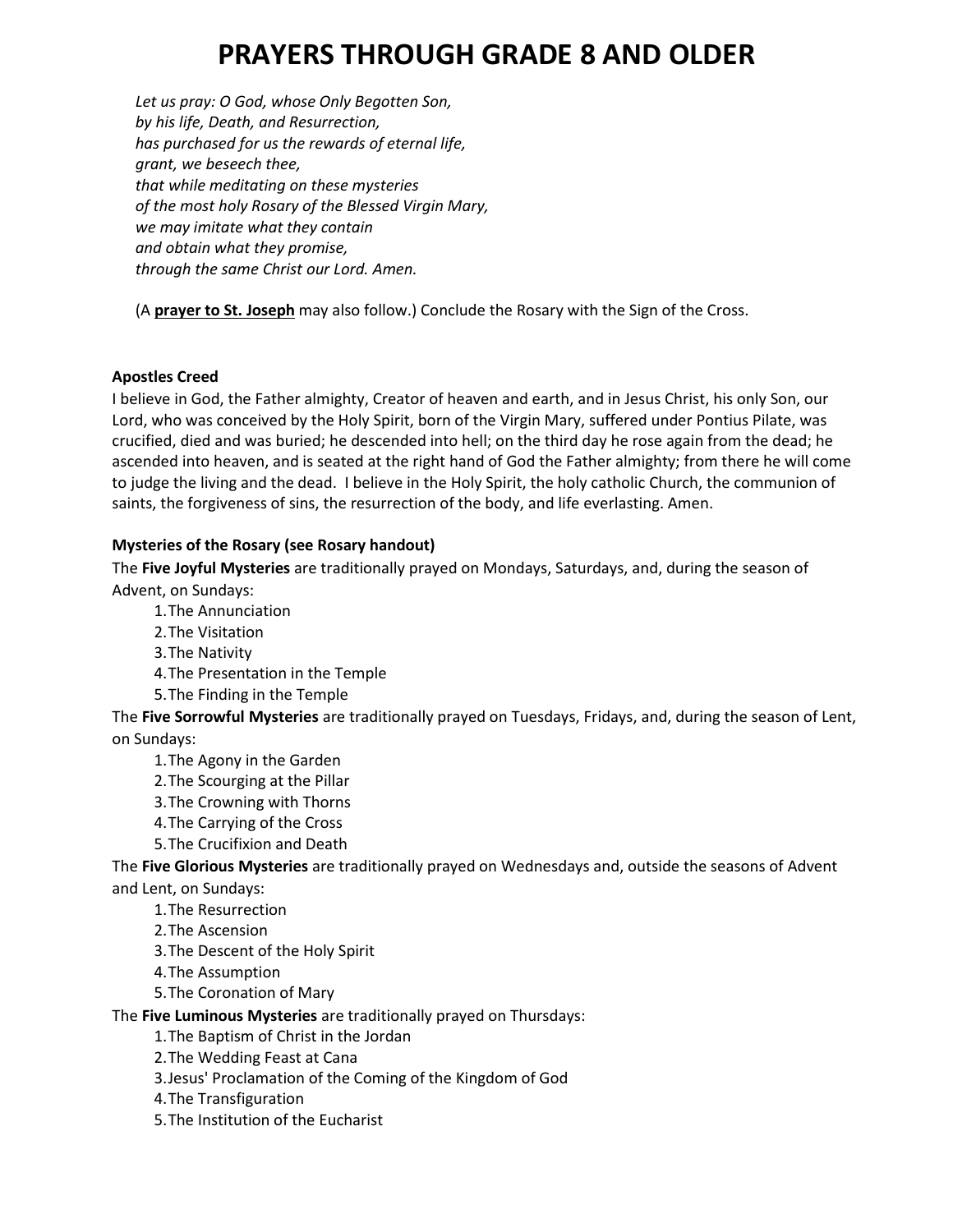# PRAYERS THROUGH GRADE 8 AND OLDER

*Let us pray: O God, whose Only Begotten Son,*
*by his life, Death, and Resurrection,*
*has purchased for us the rewards of eternal life,*
*grant, we beseech thee,*
*that while meditating on these mysteries*
*of the most holy Rosary of the Blessed Virgin Mary,*
*we may imitate what they contain*
*and obtain what they promise,*
*through the same Christ our Lord. Amen.*

(A **prayer to St. Joseph** may also follow.) Conclude the Rosary with the Sign of the Cross.

**Apostles Creed**

I believe in God, the Father almighty, Creator of heaven and earth, and in Jesus Christ, his only Son, our Lord, who was conceived by the Holy Spirit, born of the Virgin Mary, suffered under Pontius Pilate, was crucified, died and was buried; he descended into hell; on the third day he rose again from the dead; he ascended into heaven, and is seated at the right hand of God the Father almighty; from there he will come to judge the living and the dead. I believe in the Holy Spirit, the holy catholic Church, the communion of saints, the forgiveness of sins, the resurrection of the body, and life everlasting. Amen.

**Mysteries of the Rosary (see Rosary handout)**

The **Five Joyful Mysteries** are traditionally prayed on Mondays, Saturdays, and, during the season of Advent, on Sundays:

1. The Annunciation
2. The Visitation
3. The Nativity
4. The Presentation in the Temple
5. The Finding in the Temple

The **Five Sorrowful Mysteries** are traditionally prayed on Tuesdays, Fridays, and, during the season of Lent, on Sundays:

1. The Agony in the Garden
2. The Scourging at the Pillar
3. The Crowning with Thorns
4. The Carrying of the Cross
5. The Crucifixion and Death

The **Five Glorious Mysteries** are traditionally prayed on Wednesdays and, outside the seasons of Advent and Lent, on Sundays:

1. The Resurrection
2. The Ascension
3. The Descent of the Holy Spirit
4. The Assumption
5. The Coronation of Mary

The **Five Luminous Mysteries** are traditionally prayed on Thursdays:

1. The Baptism of Christ in the Jordan
2. The Wedding Feast at Cana
3. Jesus' Proclamation of the Coming of the Kingdom of God
4. The Transfiguration
5. The Institution of the Eucharist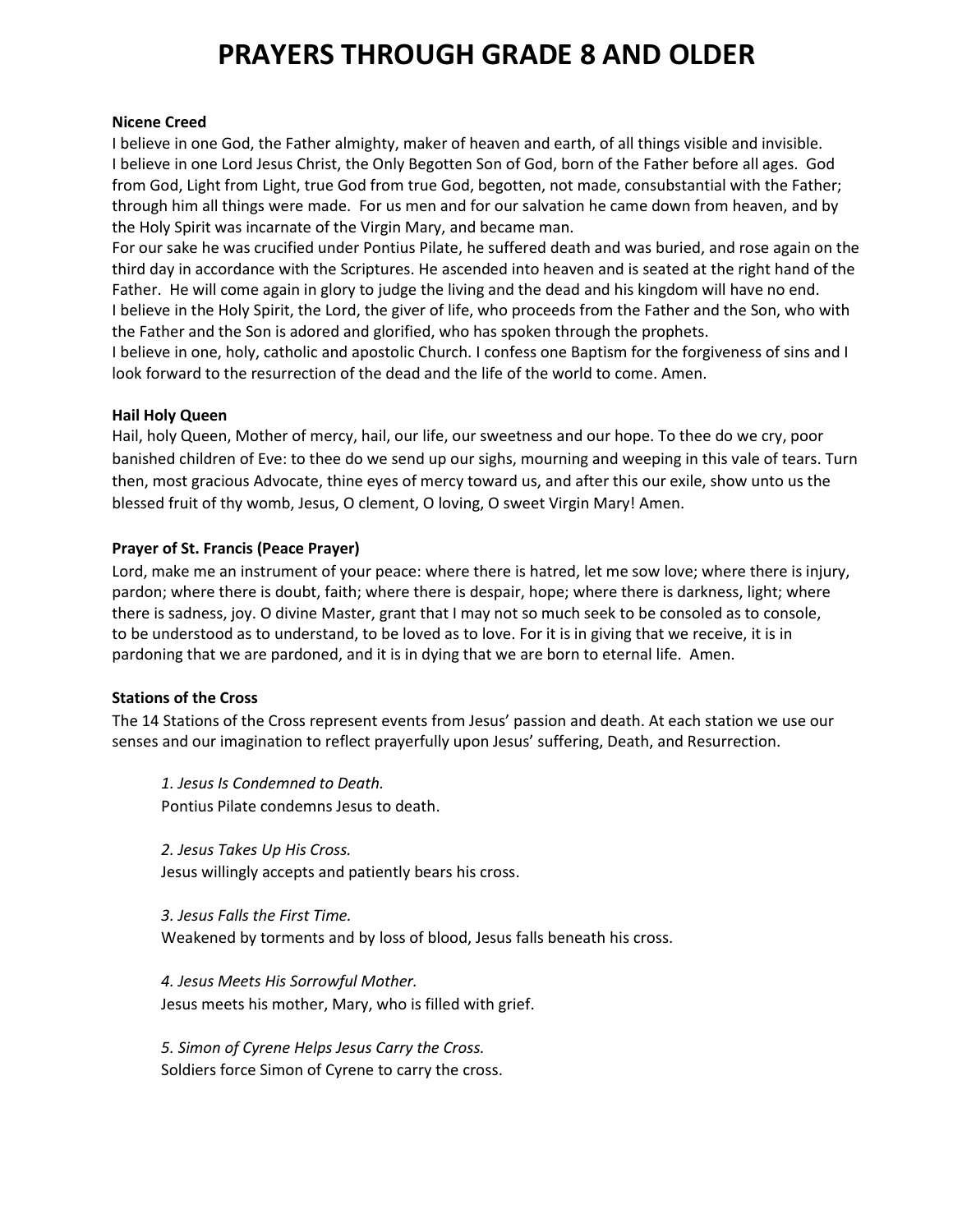# PRAYERS THROUGH GRADE 8 AND OLDER

**Nicene Creed**

I believe in one God, the Father almighty, maker of heaven and earth, of all things visible and invisible. I believe in one Lord Jesus Christ, the Only Begotten Son of God, born of the Father before all ages. God from God, Light from Light, true God from true God, begotten, not made, consubstantial with the Father; through him all things were made. For us men and for our salvation he came down from heaven, and by the Holy Spirit was incarnate of the Virgin Mary, and became man.
For our sake he was crucified under Pontius Pilate, he suffered death and was buried, and rose again on the third day in accordance with the Scriptures. He ascended into heaven and is seated at the right hand of the Father. He will come again in glory to judge the living and the dead and his kingdom will have no end.
I believe in the Holy Spirit, the Lord, the giver of life, who proceeds from the Father and the Son, who with the Father and the Son is adored and glorified, who has spoken through the prophets.
I believe in one, holy, catholic and apostolic Church. I confess one Baptism for the forgiveness of sins and I look forward to the resurrection of the dead and the life of the world to come. Amen.

**Hail Holy Queen**

Hail, holy Queen, Mother of mercy, hail, our life, our sweetness and our hope. To thee do we cry, poor banished children of Eve: to thee do we send up our sighs, mourning and weeping in this vale of tears. Turn then, most gracious Advocate, thine eyes of mercy toward us, and after this our exile, show unto us the blessed fruit of thy womb, Jesus, O clement, O loving, O sweet Virgin Mary! Amen.

**Prayer of St. Francis (Peace Prayer)**

Lord, make me an instrument of your peace: where there is hatred, let me sow love; where there is injury, pardon; where there is doubt, faith; where there is despair, hope; where there is darkness, light; where there is sadness, joy. O divine Master, grant that I may not so much seek to be consoled as to console, to be understood as to understand, to be loved as to love. For it is in giving that we receive, it is in pardoning that we are pardoned, and it is in dying that we are born to eternal life. Amen.

**Stations of the Cross**

The 14 Stations of the Cross represent events from Jesus' passion and death. At each station we use our senses and our imagination to reflect prayerfully upon Jesus' suffering, Death, and Resurrection.

*1. Jesus Is Condemned to Death.*
Pontius Pilate condemns Jesus to death.

*2. Jesus Takes Up His Cross.*
Jesus willingly accepts and patiently bears his cross.

*3. Jesus Falls the First Time.*
Weakened by torments and by loss of blood, Jesus falls beneath his cross.

*4. Jesus Meets His Sorrowful Mother.*
Jesus meets his mother, Mary, who is filled with grief.

*5. Simon of Cyrene Helps Jesus Carry the Cross.*
Soldiers force Simon of Cyrene to carry the cross.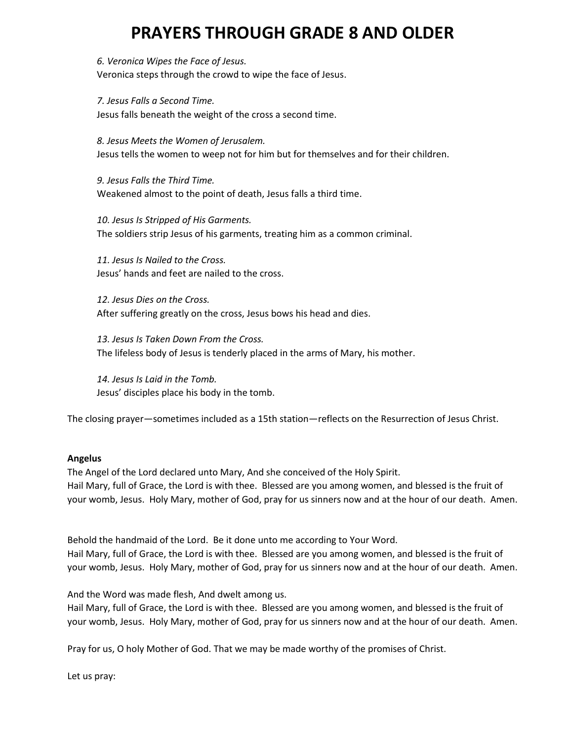*6. Veronica Wipes the Face of Jesus.*
Veronica steps through the crowd to wipe the face of Jesus.

*7. Jesus Falls a Second Time.*
Jesus falls beneath the weight of the cross a second time.

*8. Jesus Meets the Women of Jerusalem.*
Jesus tells the women to weep not for him but for themselves and for their children.

*9. Jesus Falls the Third Time.*
Weakened almost to the point of death, Jesus falls a third time.

*10. Jesus Is Stripped of His Garments.*
The soldiers strip Jesus of his garments, treating him as a common criminal.

*11. Jesus Is Nailed to the Cross.*
Jesus' hands and feet are nailed to the cross.

*12. Jesus Dies on the Cross.*
After suffering greatly on the cross, Jesus bows his head and dies.

*13. Jesus Is Taken Down From the Cross.*
The lifeless body of Jesus is tenderly placed in the arms of Mary, his mother.

*14. Jesus Is Laid in the Tomb.*
Jesus' disciples place his body in the tomb.

The closing prayer—sometimes included as a 15th station—reflects on the Resurrection of Jesus Christ.

**Angelus**
The Angel of the Lord declared unto Mary, And she conceived of the Holy Spirit.
Hail Mary, full of Grace, the Lord is with thee. Blessed are you among women, and blessed is the fruit of your womb, Jesus. Holy Mary, mother of God, pray for us sinners now and at the hour of our death. Amen.

Behold the handmaid of the Lord. Be it done unto me according to Your Word.
Hail Mary, full of Grace, the Lord is with thee. Blessed are you among women, and blessed is the fruit of your womb, Jesus. Holy Mary, mother of God, pray for us sinners now and at the hour of our death. Amen.

And the Word was made flesh, And dwelt among us.
Hail Mary, full of Grace, the Lord is with thee. Blessed are you among women, and blessed is the fruit of your womb, Jesus. Holy Mary, mother of God, pray for us sinners now and at the hour of our death. Amen.

Pray for us, O holy Mother of God. That we may be made worthy of the promises of Christ.

Let us pray: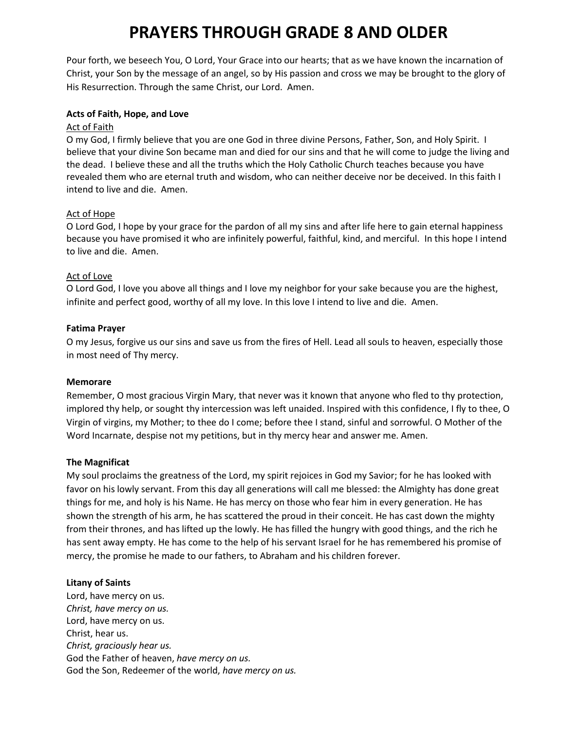# PRAYERS THROUGH GRADE 8 AND OLDER

Pour forth, we beseech You, O Lord, Your Grace into our hearts; that as we have known the incarnation of Christ, your Son by the message of an angel, so by His passion and cross we may be brought to the glory of His Resurrection. Through the same Christ, our Lord. Amen.

**Acts of Faith, Hope, and Love**

<u>Act of Faith</u>

O my God, I firmly believe that you are one God in three divine Persons, Father, Son, and Holy Spirit. I believe that your divine Son became man and died for our sins and that he will come to judge the living and the dead. I believe these and all the truths which the Holy Catholic Church teaches because you have revealed them who are eternal truth and wisdom, who can neither deceive nor be deceived. In this faith I intend to live and die. Amen.

<u>Act of Hope</u>

O Lord God, I hope by your grace for the pardon of all my sins and after life here to gain eternal happiness because you have promised it who are infinitely powerful, faithful, kind, and merciful. In this hope I intend to live and die. Amen.

<u>Act of Love</u>

O Lord God, I love you above all things and I love my neighbor for your sake because you are the highest, infinite and perfect good, worthy of all my love. In this love I intend to live and die. Amen.

**Fatima Prayer**

O my Jesus, forgive us our sins and save us from the fires of Hell. Lead all souls to heaven, especially those in most need of Thy mercy.

**Memorare**

Remember, O most gracious Virgin Mary, that never was it known that anyone who fled to thy protection, implored thy help, or sought thy intercession was left unaided. Inspired with this confidence, I fly to thee, O Virgin of virgins, my Mother; to thee do I come; before thee I stand, sinful and sorrowful. O Mother of the Word Incarnate, despise not my petitions, but in thy mercy hear and answer me. Amen.

**The Magnificat**

My soul proclaims the greatness of the Lord, my spirit rejoices in God my Savior; for he has looked with favor on his lowly servant. From this day all generations will call me blessed: the Almighty has done great things for me, and holy is his Name. He has mercy on those who fear him in every generation. He has shown the strength of his arm, he has scattered the proud in their conceit. He has cast down the mighty from their thrones, and has lifted up the lowly. He has filled the hungry with good things, and the rich he has sent away empty. He has come to the help of his servant Israel for he has remembered his promise of mercy, the promise he made to our fathers, to Abraham and his children forever.

**Litany of Saints**

Lord, have mercy on us.  
*Christ, have mercy on us.*  
Lord, have mercy on us.  
Christ, hear us.  
*Christ, graciously hear us.*  
God the Father of heaven, *have mercy on us.*  
God the Son, Redeemer of the world, *have mercy on us.*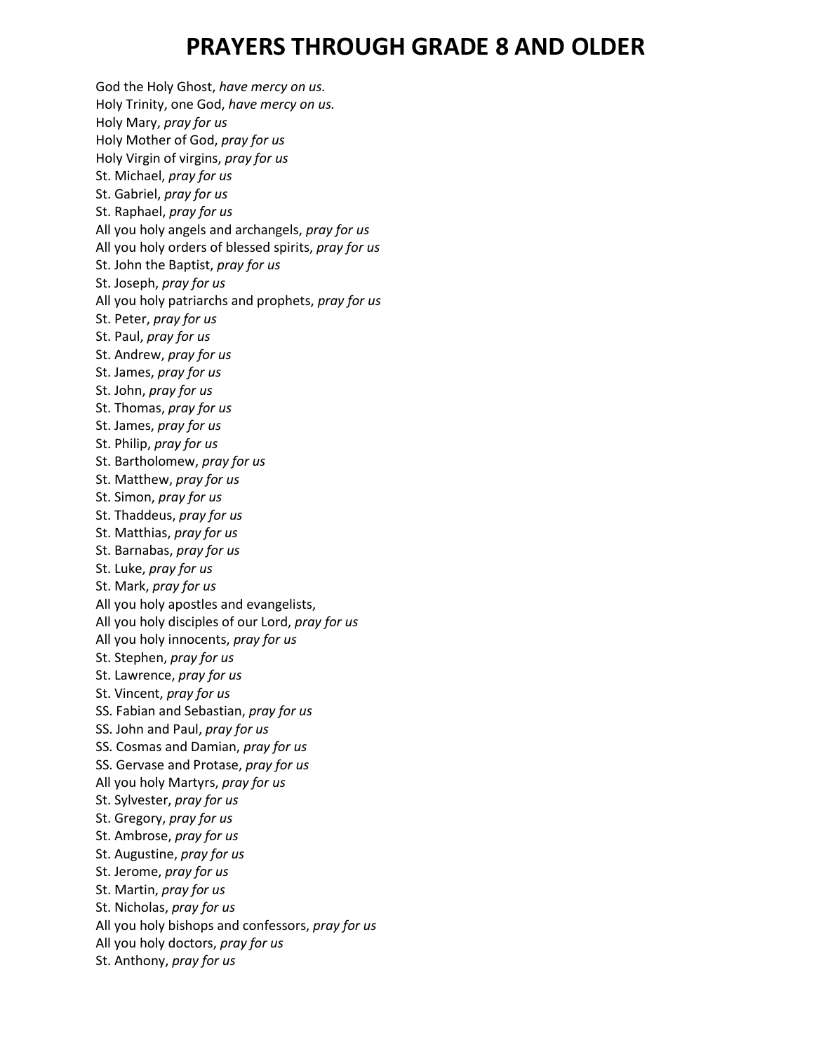# PRAYERS THROUGH GRADE 8 AND OLDER

God the Holy Ghost, *have mercy on us.*
Holy Trinity, one God, *have mercy on us.*
Holy Mary, *pray for us*
Holy Mother of God, *pray for us*
Holy Virgin of virgins, *pray for us*
St. Michael, *pray for us*
St. Gabriel, *pray for us*
St. Raphael, *pray for us*
All you holy angels and archangels, *pray for us*
All you holy orders of blessed spirits, *pray for us*
St. John the Baptist, *pray for us*
St. Joseph, *pray for us*
All you holy patriarchs and prophets, *pray for us*
St. Peter, *pray for us*
St. Paul, *pray for us*
St. Andrew, *pray for us*
St. James, *pray for us*
St. John, *pray for us*
St. Thomas, *pray for us*
St. James, *pray for us*
St. Philip, *pray for us*
St. Bartholomew, *pray for us*
St. Matthew, *pray for us*
St. Simon, *pray for us*
St. Thaddeus, *pray for us*
St. Matthias, *pray for us*
St. Barnabas, *pray for us*
St. Luke, *pray for us*
St. Mark, *pray for us*
All you holy apostles and evangelists,
All you holy disciples of our Lord, *pray for us*
All you holy innocents, *pray for us*
St. Stephen, *pray for us*
St. Lawrence, *pray for us*
St. Vincent, *pray for us*
SS. Fabian and Sebastian, *pray for us*
SS. John and Paul, *pray for us*
SS. Cosmas and Damian, *pray for us*
SS. Gervase and Protase, *pray for us*
All you holy Martyrs, *pray for us*
St. Sylvester, *pray for us*
St. Gregory, *pray for us*
St. Ambrose, *pray for us*
St. Augustine, *pray for us*
St. Jerome, *pray for us*
St. Martin, *pray for us*
St. Nicholas, *pray for us*
All you holy bishops and confessors, *pray for us*
All you holy doctors, *pray for us*
St. Anthony, *pray for us*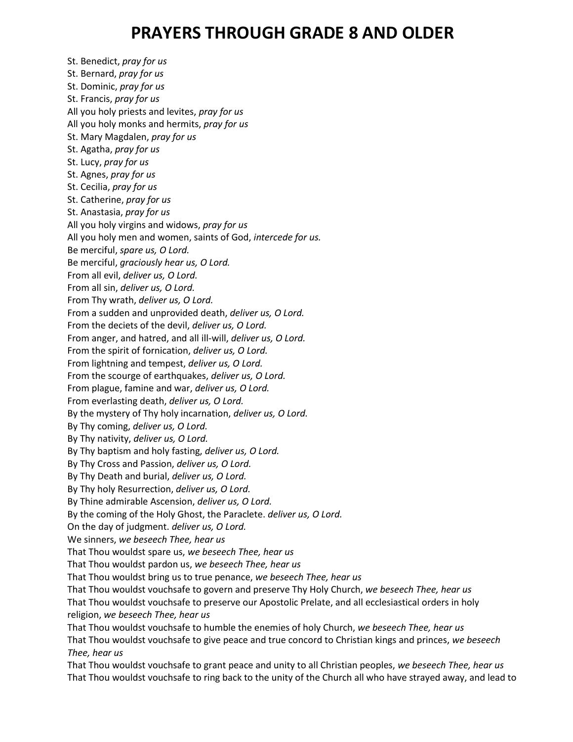# PRAYERS THROUGH GRADE 8 AND OLDER

St. Benedict, *pray for us*
St. Bernard, *pray for us*
St. Dominic, *pray for us*
St. Francis, *pray for us*
All you holy priests and levites, *pray for us*
All you holy monks and hermits, *pray for us*
St. Mary Magdalen, *pray for us*
St. Agatha, *pray for us*
St. Lucy, *pray for us*
St. Agnes, *pray for us*
St. Cecilia, *pray for us*
St. Catherine, *pray for us*
St. Anastasia, *pray for us*
All you holy virgins and widows, *pray for us*
All you holy men and women, saints of God, *intercede for us.*
Be merciful, *spare us, O Lord.*
Be merciful, *graciously hear us, O Lord.*
From all evil, *deliver us, O Lord.*
From all sin, *deliver us, O Lord.*
From Thy wrath, *deliver us, O Lord.*
From a sudden and unprovided death, *deliver us, O Lord.*
From the deciets of the devil, *deliver us, O Lord.*
From anger, and hatred, and all ill-will, *deliver us, O Lord.*
From the spirit of fornication, *deliver us, O Lord.*
From lightning and tempest, *deliver us, O Lord.*
From the scourge of earthquakes, *deliver us, O Lord.*
From plague, famine and war, *deliver us, O Lord.*
From everlasting death, *deliver us, O Lord.*
By the mystery of Thy holy incarnation, *deliver us, O Lord.*
By Thy coming, *deliver us, O Lord.*
By Thy nativity, *deliver us, O Lord.*
By Thy baptism and holy fasting, *deliver us, O Lord.*
By Thy Cross and Passion, *deliver us, O Lord.*
By Thy Death and burial, *deliver us, O Lord.*
By Thy holy Resurrection, *deliver us, O Lord.*
By Thine admirable Ascension, *deliver us, O Lord.*
By the coming of the Holy Ghost, the Paraclete. *deliver us, O Lord.*
On the day of judgment. *deliver us, O Lord.*
We sinners, *we beseech Thee, hear us*
That Thou wouldst spare us, *we beseech Thee, hear us*
That Thou wouldst pardon us, *we beseech Thee, hear us*
That Thou wouldst bring us to true penance, *we beseech Thee, hear us*
That Thou wouldst vouchsafe to govern and preserve Thy Holy Church, *we beseech Thee, hear us*
That Thou wouldst vouchsafe to preserve our Apostolic Prelate, and all ecclesiastical orders in holy religion, *we beseech Thee, hear us*
That Thou wouldst vouchsafe to humble the enemies of holy Church, *we beseech Thee, hear us*
That Thou wouldst vouchsafe to give peace and true concord to Christian kings and princes, *we beseech Thee, hear us*
That Thou wouldst vouchsafe to grant peace and unity to all Christian peoples, *we beseech Thee, hear us*
That Thou wouldst vouchsafe to ring back to the unity of the Church all who have strayed away, and lead to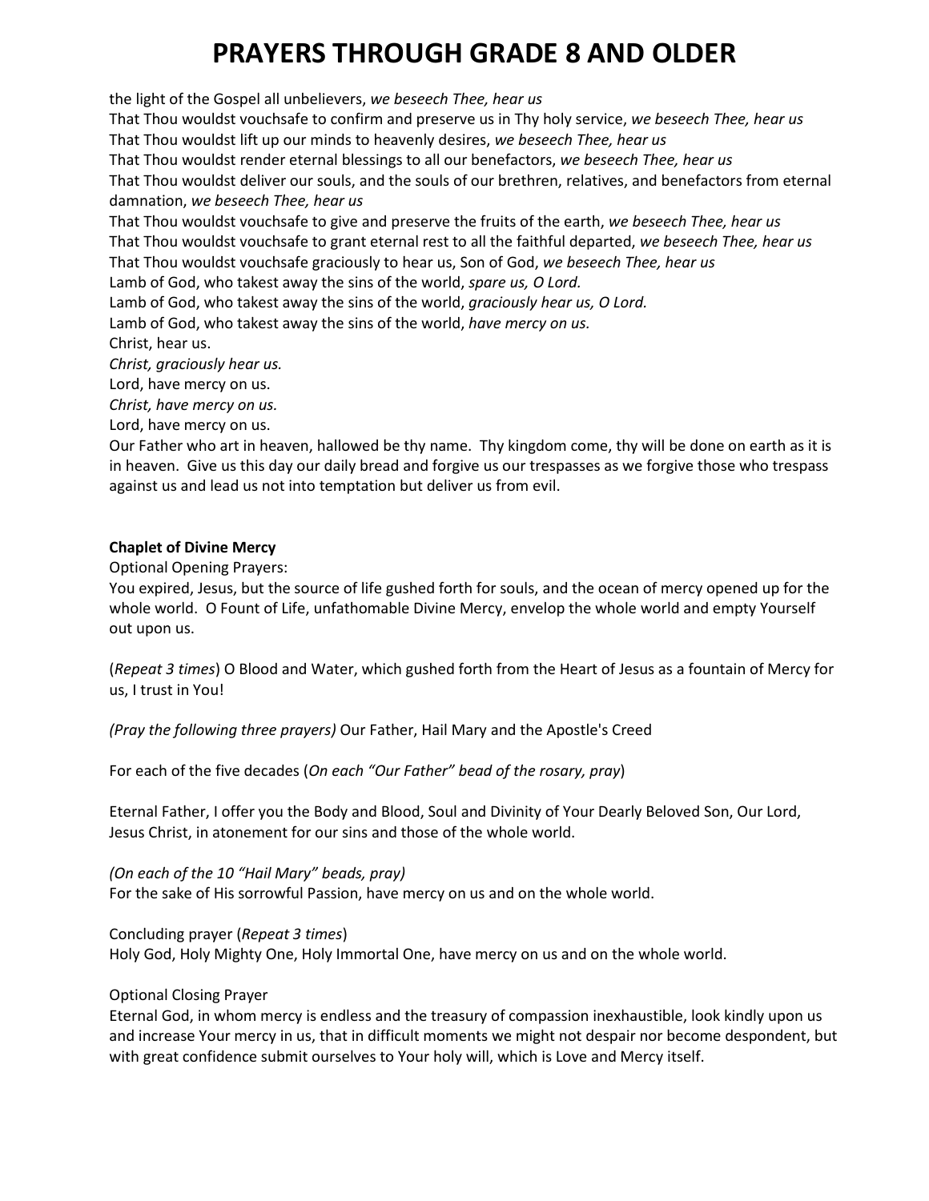the light of the Gospel all unbelievers, *we beseech Thee, hear us*
That Thou wouldst vouchsafe to confirm and preserve us in Thy holy service, *we beseech Thee, hear us*
That Thou wouldst lift up our minds to heavenly desires, *we beseech Thee, hear us*
That Thou wouldst render eternal blessings to all our benefactors, *we beseech Thee, hear us*
That Thou wouldst deliver our souls, and the souls of our brethren, relatives, and benefactors from eternal damnation, *we beseech Thee, hear us*
That Thou wouldst vouchsafe to give and preserve the fruits of the earth, *we beseech Thee, hear us*
That Thou wouldst vouchsafe to grant eternal rest to all the faithful departed, *we beseech Thee, hear us*
That Thou wouldst vouchsafe graciously to hear us, Son of God, *we beseech Thee, hear us*
Lamb of God, who takest away the sins of the world, *spare us, O Lord.*
Lamb of God, who takest away the sins of the world, *graciously hear us, O Lord.*
Lamb of God, who takest away the sins of the world, *have mercy on us.*
Christ, hear us.
*Christ, graciously hear us.*
Lord, have mercy on us.
*Christ, have mercy on us.*
Lord, have mercy on us.
Our Father who art in heaven, hallowed be thy name. Thy kingdom come, thy will be done on earth as it is in heaven. Give us this day our daily bread and forgive us our trespasses as we forgive those who trespass against us and lead us not into temptation but deliver us from evil.

**Chaplet of Divine Mercy**

Optional Opening Prayers:
You expired, Jesus, but the source of life gushed forth for souls, and the ocean of mercy opened up for the whole world. O Fount of Life, unfathomable Divine Mercy, envelop the whole world and empty Yourself out upon us.

(*Repeat 3 times*) O Blood and Water, which gushed forth from the Heart of Jesus as a fountain of Mercy for us, I trust in You!

*(Pray the following three prayers)* Our Father, Hail Mary and the Apostle's Creed

For each of the five decades (*On each "Our Father" bead of the rosary, pray*)

Eternal Father, I offer you the Body and Blood, Soul and Divinity of Your Dearly Beloved Son, Our Lord, Jesus Christ, in atonement for our sins and those of the whole world.

*(On each of the 10 "Hail Mary" beads, pray)*
For the sake of His sorrowful Passion, have mercy on us and on the whole world.

Concluding prayer (*Repeat 3 times*)
Holy God, Holy Mighty One, Holy Immortal One, have mercy on us and on the whole world.

Optional Closing Prayer
Eternal God, in whom mercy is endless and the treasury of compassion inexhaustible, look kindly upon us and increase Your mercy in us, that in difficult moments we might not despair nor become despondent, but with great confidence submit ourselves to Your holy will, which is Love and Mercy itself.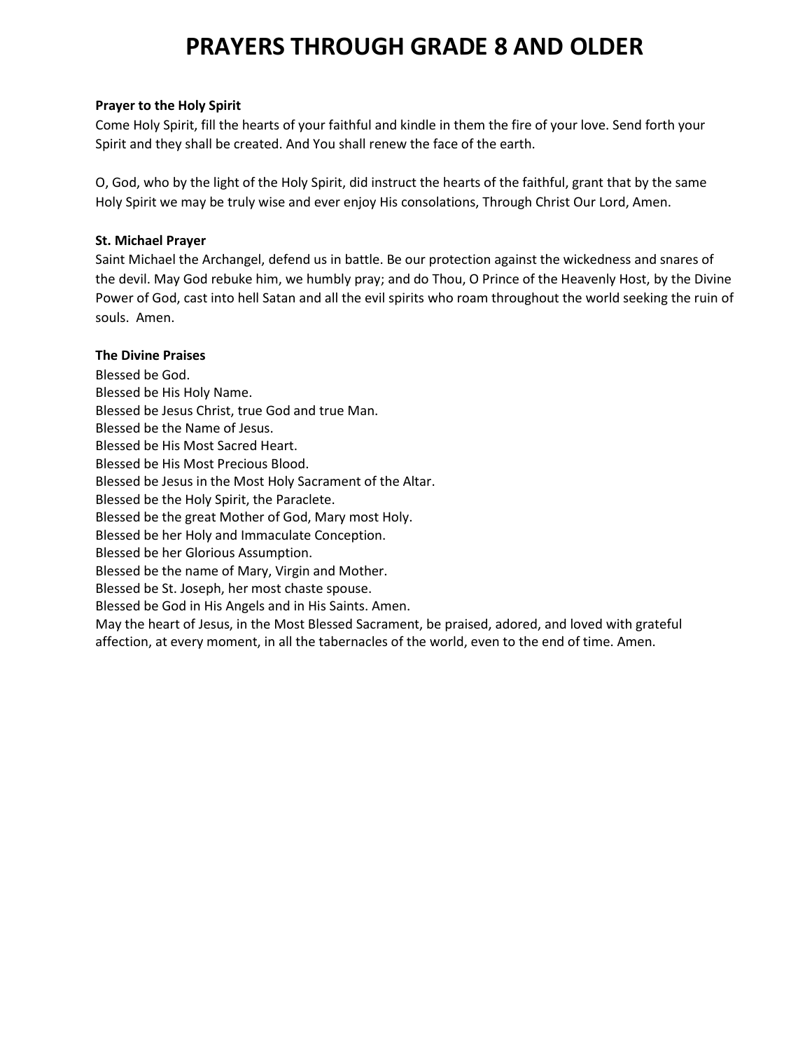# PRAYERS THROUGH GRADE 8 AND OLDER

**Prayer to the Holy Spirit**

Come Holy Spirit, fill the hearts of your faithful and kindle in them the fire of your love. Send forth your Spirit and they shall be created. And You shall renew the face of the earth.

O, God, who by the light of the Holy Spirit, did instruct the hearts of the faithful, grant that by the same Holy Spirit we may be truly wise and ever enjoy His consolations, Through Christ Our Lord, Amen.

**St. Michael Prayer**

Saint Michael the Archangel, defend us in battle. Be our protection against the wickedness and snares of the devil. May God rebuke him, we humbly pray; and do Thou, O Prince of the Heavenly Host, by the Divine Power of God, cast into hell Satan and all the evil spirits who roam throughout the world seeking the ruin of souls. Amen.

**The Divine Praises**

Blessed be God.
Blessed be His Holy Name.
Blessed be Jesus Christ, true God and true Man.
Blessed be the Name of Jesus.
Blessed be His Most Sacred Heart.
Blessed be His Most Precious Blood.
Blessed be Jesus in the Most Holy Sacrament of the Altar.
Blessed be the Holy Spirit, the Paraclete.
Blessed be the great Mother of God, Mary most Holy.
Blessed be her Holy and Immaculate Conception.
Blessed be her Glorious Assumption.
Blessed be the name of Mary, Virgin and Mother.
Blessed be St. Joseph, her most chaste spouse.
Blessed be God in His Angels and in His Saints. Amen.
May the heart of Jesus, in the Most Blessed Sacrament, be praised, adored, and loved with grateful affection, at every moment, in all the tabernacles of the world, even to the end of time. Amen.